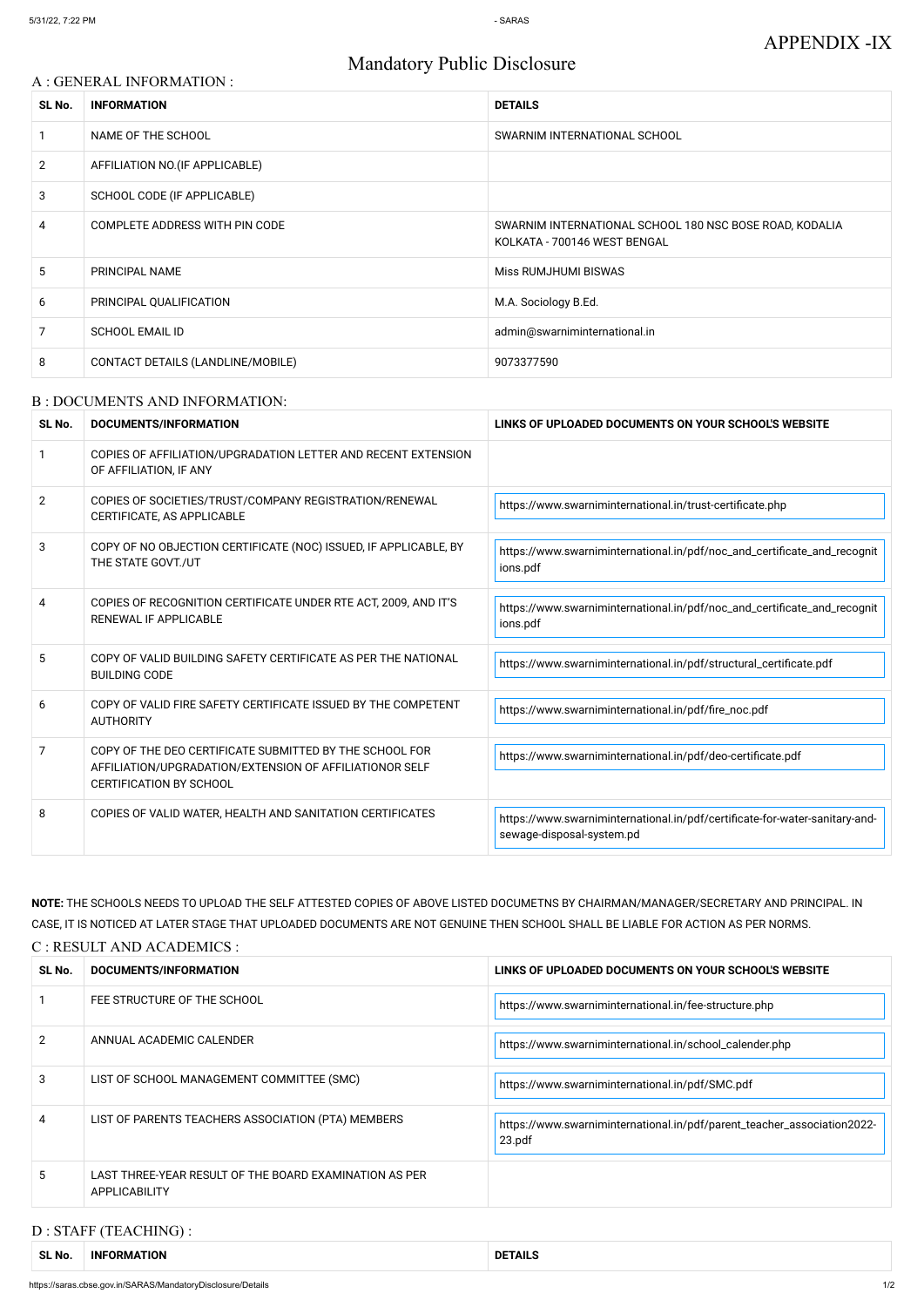APPENDIX -IX

# Mandatory Public Disclosure

## A : GENERAL INFORMATION :

| SL No. | INFORMATION | DETAILS |
|---|---|---|
| 1 | NAME OF THE SCHOOL | SWARNIM INTERNATIONAL SCHOOL |
| 2 | AFFILIATION NO.(IF APPLICABLE) | |
| 3 | SCHOOL CODE (IF APPLICABLE) | |
| 4 | COMPLETE ADDRESS WITH PIN CODE | SWARNIM INTERNATIONAL SCHOOL 180 NSC BOSE ROAD, KODALIA KOLKATA - 700146 WEST BENGAL |
| 5 | PRINCIPAL NAME | Miss RUMJHUMI BISWAS |
| 6 | PRINCIPAL QUALIFICATION | M.A. Sociology B.Ed. |
| 7 | SCHOOL EMAIL ID | admin@swarniminternational.in |
| 8 | CONTACT DETAILS (LANDLINE/MOBILE) | 9073377590 |

## B : DOCUMENTS AND INFORMATION:

| SL No. | DOCUMENTS/INFORMATION | LINKS OF UPLOADED DOCUMENTS ON YOUR SCHOOL'S WEBSITE |
|---|---|---|
| 1 | COPIES OF AFFILIATION/UPGRADATION LETTER AND RECENT EXTENSION OF AFFILIATION, IF ANY | |
| 2 | COPIES OF SOCIETIES/TRUST/COMPANY REGISTRATION/RENEWAL CERTIFICATE, AS APPLICABLE | https://www.swarniminternational.in/trust-certificate.php |
| 3 | COPY OF NO OBJECTION CERTIFICATE (NOC) ISSUED, IF APPLICABLE, BY THE STATE GOVT./UT | https://www.swarniminternational.in/pdf/noc_and_certificate_and_recognitions.pdf |
| 4 | COPIES OF RECOGNITION CERTIFICATE UNDER RTE ACT, 2009, AND IT'S RENEWAL IF APPLICABLE | https://www.swarniminternational.in/pdf/noc_and_certificate_and_recognitions.pdf |
| 5 | COPY OF VALID BUILDING SAFETY CERTIFICATE AS PER THE NATIONAL BUILDING CODE | https://www.swarniminternational.in/pdf/structural_certificate.pdf |
| 6 | COPY OF VALID FIRE SAFETY CERTIFICATE ISSUED BY THE COMPETENT AUTHORITY | https://www.swarniminternational.in/pdf/fire_noc.pdf |
| 7 | COPY OF THE DEO CERTIFICATE SUBMITTED BY THE SCHOOL FOR AFFILIATION/UPGRADATION/EXTENSION OF AFFILIATIONOR SELF CERTIFICATION BY SCHOOL | https://www.swarniminternational.in/pdf/deo-certificate.pdf |
| 8 | COPIES OF VALID WATER, HEALTH AND SANITATION CERTIFICATES | https://www.swarniminternational.in/pdf/certificate-for-water-sanitary-and-sewage-disposal-system.pd |

**NOTE:** THE SCHOOLS NEEDS TO UPLOAD THE SELF ATTESTED COPIES OF ABOVE LISTED DOCUMETNS BY CHAIRMAN/MANAGER/SECRETARY AND PRINCIPAL. IN CASE, IT IS NOTICED AT LATER STAGE THAT UPLOADED DOCUMENTS ARE NOT GENUINE THEN SCHOOL SHALL BE LIABLE FOR ACTION AS PER NORMS.

## C : RESULT AND ACADEMICS :

| SL No. | DOCUMENTS/INFORMATION | LINKS OF UPLOADED DOCUMENTS ON YOUR SCHOOL'S WEBSITE |
|---|---|---|
| 1 | FEE STRUCTURE OF THE SCHOOL | https://www.swarniminternational.in/fee-structure.php |
| 2 | ANNUAL ACADEMIC CALENDER | https://www.swarniminternational.in/school_calender.php |
| 3 | LIST OF SCHOOL MANAGEMENT COMMITTEE (SMC) | https://www.swarniminternational.in/pdf/SMC.pdf |
| 4 | LIST OF PARENTS TEACHERS ASSOCIATION (PTA) MEMBERS | https://www.swarniminternational.in/pdf/parent_teacher_association2022-23.pdf |
| 5 | LAST THREE-YEAR RESULT OF THE BOARD EXAMINATION AS PER APPLICABILITY | |

## D : STAFF (TEACHING) :

| SL No. | INFORMATION | DETAILS |
|---|---|---|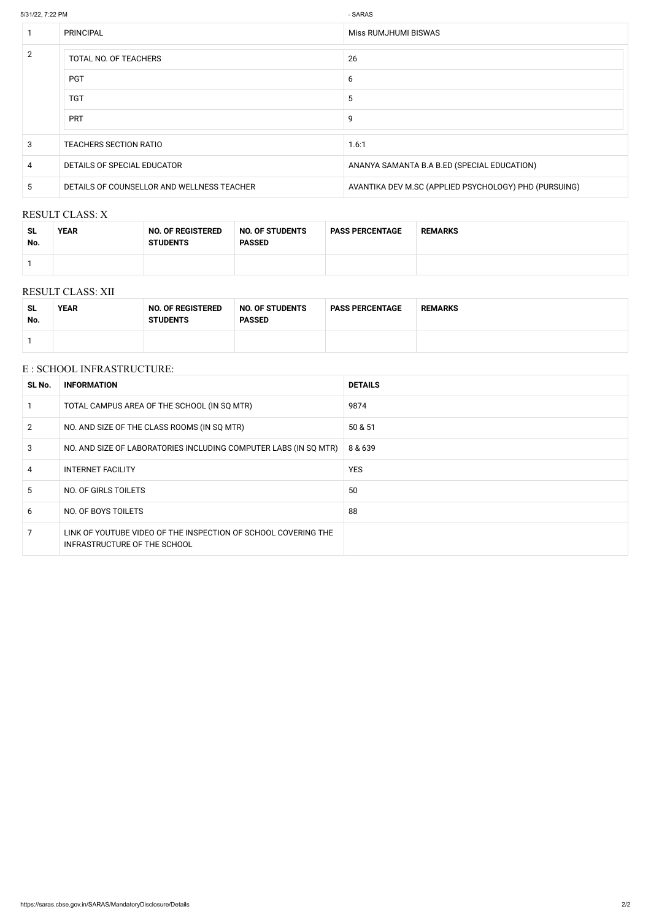| | | |
|---|---|---|
| 1 | PRINCIPAL | Miss RUMJHUMI BISWAS |
| 2 | TOTAL NO. OF TEACHERS | 26 |
| | PGT | 6 |
| | TGT | 5 |
| | PRT | 9 |
| 3 | TEACHERS SECTION RATIO | 1.6:1 |
| 4 | DETAILS OF SPECIAL EDUCATOR | ANANYA SAMANTA B.A B.ED (SPECIAL EDUCATION) |
| 5 | DETAILS OF COUNSELLOR AND WELLNESS TEACHER | AVANTIKA DEV M.SC (APPLIED PSYCHOLOGY) PHD (PURSUING) |

## RESULT CLASS: X

| SL No. | YEAR | NO. OF REGISTERED STUDENTS | NO. OF STUDENTS PASSED | PASS PERCENTAGE | REMARKS |
|---|---|---|---|---|---|
| 1 | | | | | |

## RESULT CLASS: XII

| SL No. | YEAR | NO. OF REGISTERED STUDENTS | NO. OF STUDENTS PASSED | PASS PERCENTAGE | REMARKS |
|---|---|---|---|---|---|
| 1 | | | | | |

## E : SCHOOL INFRASTRUCTURE:

| SL No. | INFORMATION | DETAILS |
|---|---|---|
| 1 | TOTAL CAMPUS AREA OF THE SCHOOL (IN SQ MTR) | 9874 |
| 2 | NO. AND SIZE OF THE CLASS ROOMS (IN SQ MTR) | 50 & 51 |
| 3 | NO. AND SIZE OF LABORATORIES INCLUDING COMPUTER LABS (IN SQ MTR) | 8 & 639 |
| 4 | INTERNET FACILITY | YES |
| 5 | NO. OF GIRLS TOILETS | 50 |
| 6 | NO. OF BOYS TOILETS | 88 |
| 7 | LINK OF YOUTUBE VIDEO OF THE INSPECTION OF SCHOOL COVERING THE INFRASTRUCTURE OF THE SCHOOL | |